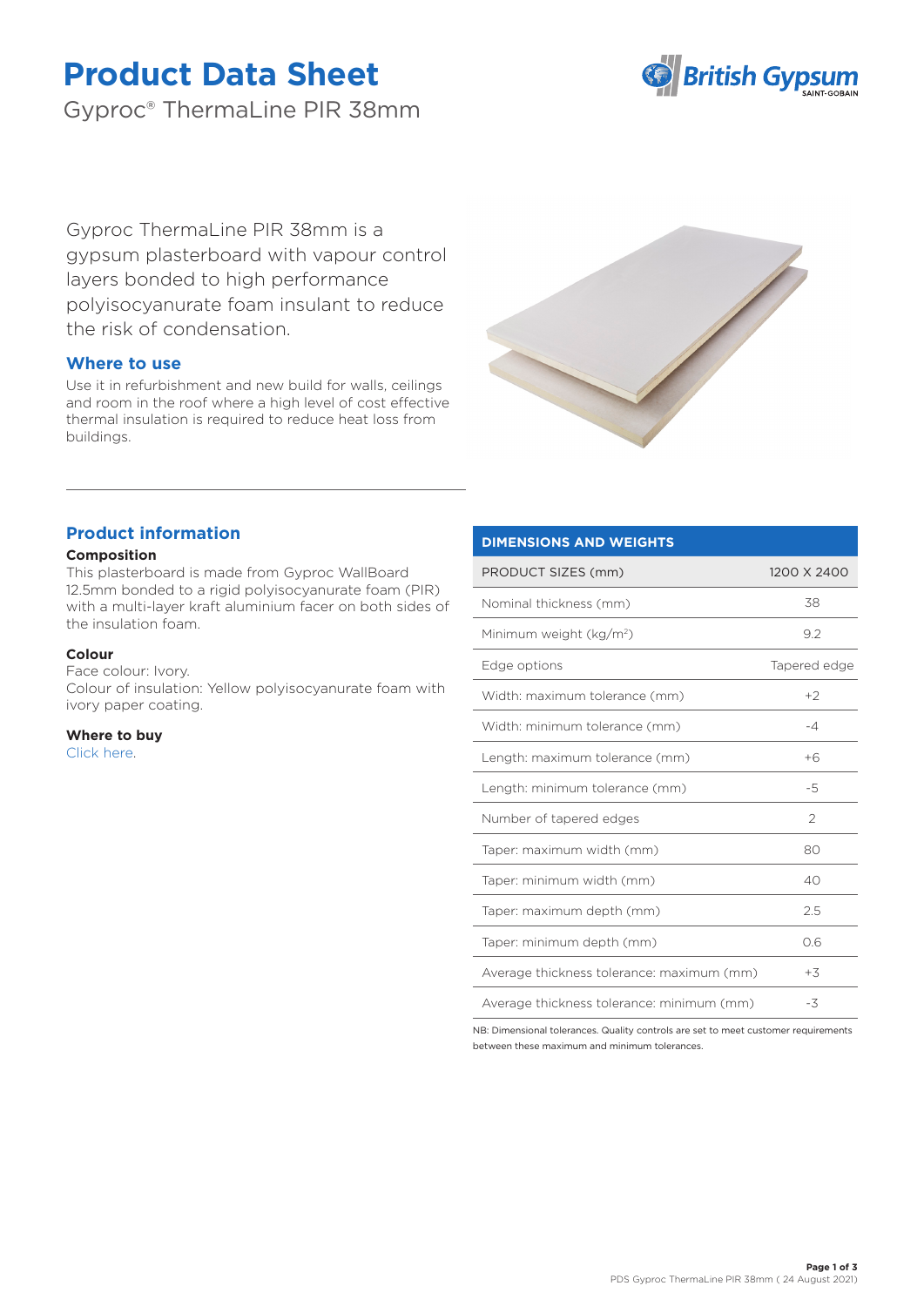# Product Data Sheet

## Gyproc® ThermaLine PIR 38mm

Gyproc ThermaLine PIR 38mm is a gypsum plasterboard with vapour control layers bonded to high performance polyisocyanurate foam insulant to reduce the risk of condensation.

### Where to use

Use it in refurbishment and new build for walls, ceilings and room in the roof where a high level of cost effective thermal insulation is required to reduce heat loss from buildings.

### Product information

**Composition**

This plasterboard is made from Gyproc WallBoard 12.5mm bonded to a rigid polyisocyanurate foam (PIR) with a multi-layer kraft aluminium facer on both sides of the insulation foam.

**Colour**

Face colour: Ivory.
Colour of insulation: Yellow polyisocyanurate foam with ivory paper coating.

**Where to buy**

Click here.

| DIMENSIONS AND WEIGHTS | |
|---|---|
| PRODUCT SIZES (mm) | 1200 X 2400 |
| Nominal thickness (mm) | 38 |
| Minimum weight (kg/m²) | 9.2 |
| Edge options | Tapered edge |
| Width: maximum tolerance (mm) | +2 |
| Width: minimum tolerance (mm) | -4 |
| Length: maximum tolerance (mm) | +6 |
| Length: minimum tolerance (mm) | -5 |
| Number of tapered edges | 2 |
| Taper: maximum width (mm) | 80 |
| Taper: minimum width (mm) | 40 |
| Taper: maximum depth (mm) | 2.5 |
| Taper: minimum depth (mm) | 0.6 |
| Average thickness tolerance: maximum (mm) | +3 |
| Average thickness tolerance: minimum (mm) | -3 |

NB: Dimensional tolerances. Quality controls are set to meet customer requirements between these maximum and minimum tolerances.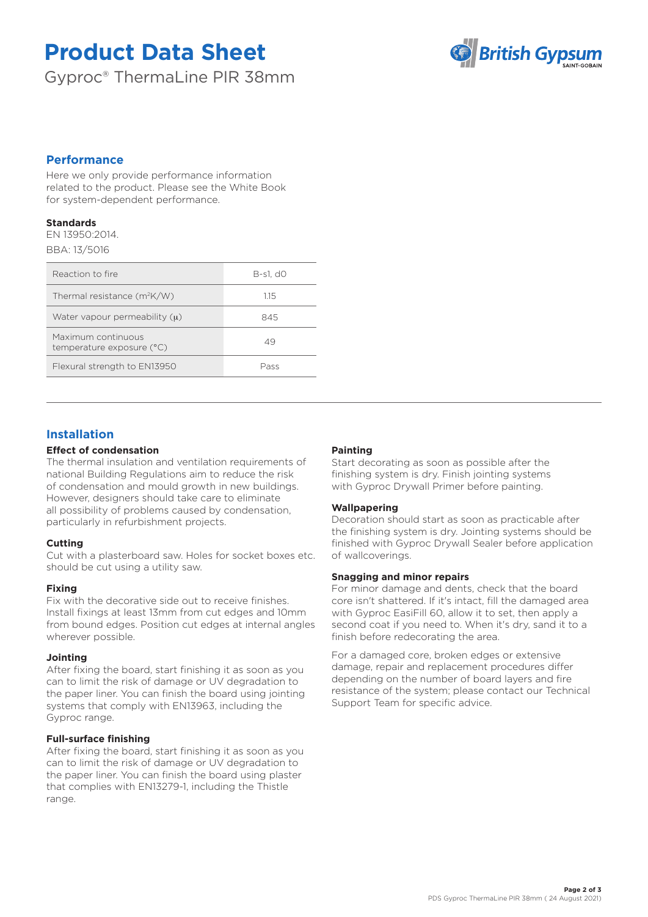# Product Data Sheet

Gyproc® ThermaLine PIR 38mm

## Performance

Here we only provide performance information related to the product. Please see the White Book for system-dependent performance.

### Standards

EN 13950:2014.

BBA: 13/5016

| Reaction to fire | B-s1, d0 |
|---|---|
| Thermal resistance ($m^2K/W$) | 1.15 |
| Water vapour permeability ($\mu$) | 845 |
| Maximum continuous temperature exposure (°C) | 49 |
| Flexural strength to EN13950 | Pass |

## Installation

### Effect of condensation

The thermal insulation and ventilation requirements of national Building Regulations aim to reduce the risk of condensation and mould growth in new buildings. However, designers should take care to eliminate all possibility of problems caused by condensation, particularly in refurbishment projects.

### Cutting

Cut with a plasterboard saw. Holes for socket boxes etc. should be cut using a utility saw.

### Fixing

Fix with the decorative side out to receive finishes. Install fixings at least 13mm from cut edges and 10mm from bound edges. Position cut edges at internal angles wherever possible.

### Jointing

After fixing the board, start finishing it as soon as you can to limit the risk of damage or UV degradation to the paper liner. You can finish the board using jointing systems that comply with EN13963, including the Gyproc range.

### Full-surface finishing

After fixing the board, start finishing it as soon as you can to limit the risk of damage or UV degradation to the paper liner. You can finish the board using plaster that complies with EN13279-1, including the Thistle range.

### Painting

Start decorating as soon as possible after the finishing system is dry. Finish jointing systems with Gyproc Drywall Primer before painting.

### Wallpapering

Decoration should start as soon as practicable after the finishing system is dry. Jointing systems should be finished with Gyproc Drywall Sealer before application of wallcoverings.

### Snagging and minor repairs

For minor damage and dents, check that the board core isn't shattered. If it's intact, fill the damaged area with Gyproc EasiFill 60, allow it to set, then apply a second coat if you need to. When it's dry, sand it to a finish before redecorating the area.

For a damaged core, broken edges or extensive damage, repair and replacement procedures differ depending on the number of board layers and fire resistance of the system; please contact our Technical Support Team for specific advice.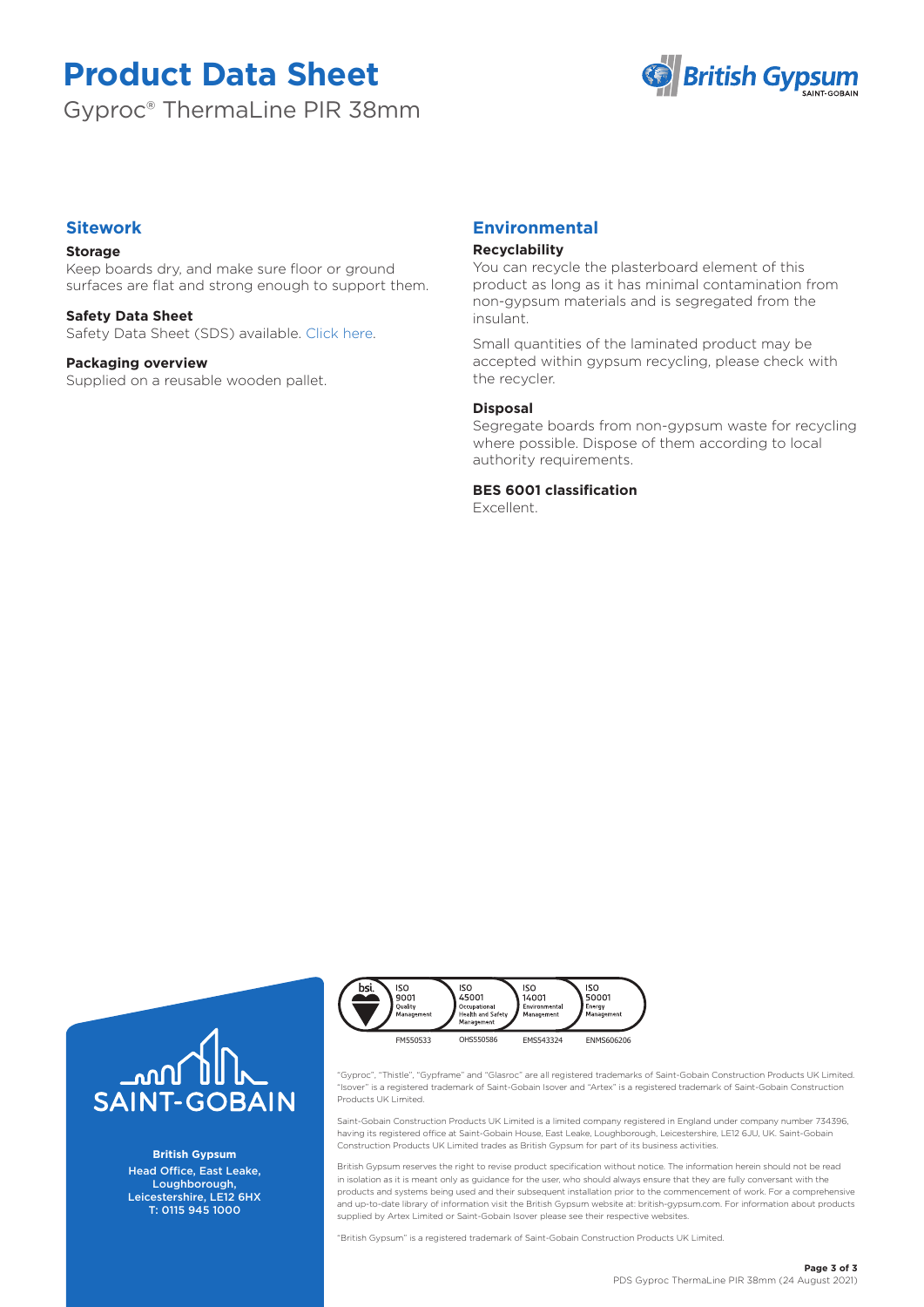# Product Data Sheet

Gyproc® ThermaLine PIR 38mm

## Sitework

**Storage**

Keep boards dry, and make sure floor or ground surfaces are flat and strong enough to support them.

**Safety Data Sheet**

Safety Data Sheet (SDS) available. Click here.

**Packaging overview**

Supplied on a reusable wooden pallet.

## Environmental

**Recyclability**

You can recycle the plasterboard element of this product as long as it has minimal contamination from non-gypsum materials and is segregated from the insulant.

Small quantities of the laminated product may be accepted within gypsum recycling, please check with the recycler.

**Disposal**

Segregate boards from non-gypsum waste for recycling where possible. Dispose of them according to local authority requirements.

**BES 6001 classification**

Excellent.

SAINT-GOBAIN

**British Gypsum**
Head Office, East Leake,
Loughborough,
Leicestershire, LE12 6HX
T: 0115 945 1000

bsi. ISO 9001 Quality Management FM550533 | ISO 45001 Occupational Health and Safety Management OHS550586 | ISO 14001 Environmental Management EMS543324 | ISO 50001 Energy Management ENMS606206

"Gyproc", "Thistle", "Gypframe" and "Glasroc" are all registered trademarks of Saint-Gobain Construction Products UK Limited. "Isover" is a registered trademark of Saint-Gobain Isover and "Artex" is a registered trademark of Saint-Gobain Construction Products UK Limited.

Saint-Gobain Construction Products UK Limited is a limited company registered in England under company number 734396, having its registered office at Saint-Gobain House, East Leake, Loughborough, Leicestershire, LE12 6JU, UK. Saint-Gobain Construction Products UK Limited trades as British Gypsum for part of its business activities.

British Gypsum reserves the right to revise product specification without notice. The information herein should not be read in isolation as it is meant only as guidance for the user, who should always ensure that they are fully conversant with the products and systems being used and their subsequent installation prior to the commencement of work. For a comprehensive and up-to-date library of information visit the British Gypsum website at: british-gypsum.com. For information about products supplied by Artex Limited or Saint-Gobain Isover please see their respective websites.

"British Gypsum" is a registered trademark of Saint-Gobain Construction Products UK Limited.

PDS Gyproc ThermaLine PIR 38mm (24 August 2021)